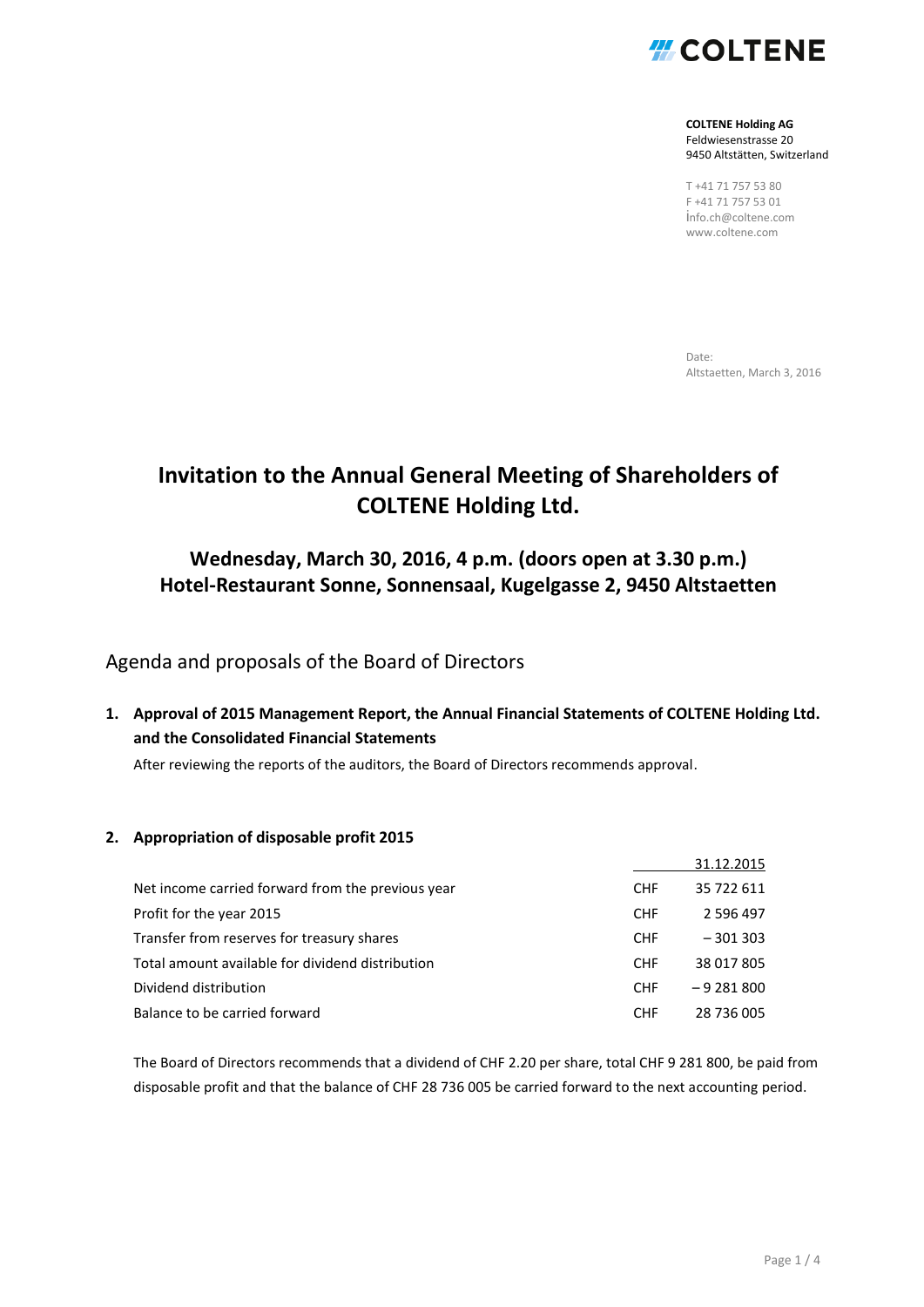**COLTENE Holding AG**
Feldwiesenstrasse 20
9450 Altstätten, Switzerland

T +41 71 757 53 80
F +41 71 757 53 01
info.ch@coltene.com
www.coltene.com

Date:
Altstaetten, March 3, 2016

# Invitation to the Annual General Meeting of Shareholders of COLTENE Holding Ltd.

## Wednesday, March 30, 2016, 4 p.m. (doors open at 3.30 p.m.) Hotel-Restaurant Sonne, Sonnensaal, Kugelgasse 2, 9450 Altstaetten

## Agenda and proposals of the Board of Directors

**1. Approval of 2015 Management Report, the Annual Financial Statements of COLTENE Holding Ltd. and the Consolidated Financial Statements**

After reviewing the reports of the auditors, the Board of Directors recommends approval.

**2. Appropriation of disposable profit 2015**

| | | 31.12.2015 |
|---|---|---|
| Net income carried forward from the previous year | CHF | 35 722 611 |
| Profit for the year 2015 | CHF | 2 596 497 |
| Transfer from reserves for treasury shares | CHF | – 301 303 |
| Total amount available for dividend distribution | CHF | 38 017 805 |
| Dividend distribution | CHF | – 9 281 800 |
| Balance to be carried forward | CHF | 28 736 005 |

The Board of Directors recommends that a dividend of CHF 2.20 per share, total CHF 9 281 800, be paid from disposable profit and that the balance of CHF 28 736 005 be carried forward to the next accounting period.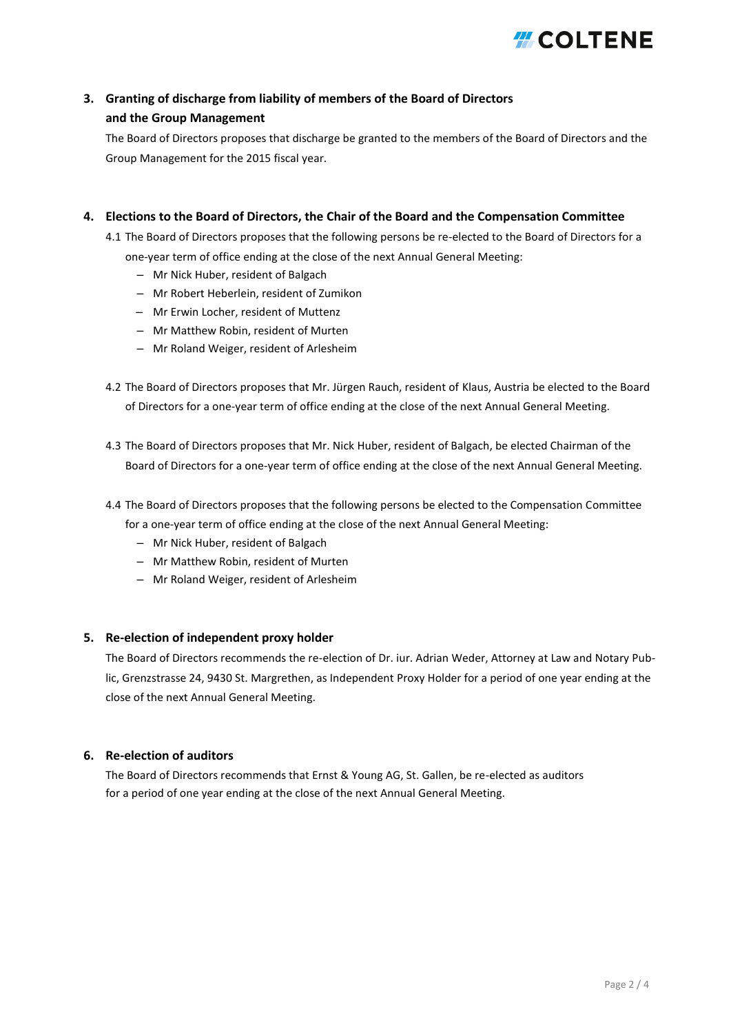### 3. Granting of discharge from liability of members of the Board of Directors and the Group Management

The Board of Directors proposes that discharge be granted to the members of the Board of Directors and the Group Management for the 2015 fiscal year.

### 4. Elections to the Board of Directors, the Chair of the Board and the Compensation Committee

4.1 The Board of Directors proposes that the following persons be re-elected to the Board of Directors for a one-year term of office ending at the close of the next Annual General Meeting:

- Mr Nick Huber, resident of Balgach
- Mr Robert Heberlein, resident of Zumikon
- Mr Erwin Locher, resident of Muttenz
- Mr Matthew Robin, resident of Murten
- Mr Roland Weiger, resident of Arlesheim

4.2 The Board of Directors proposes that Mr. Jürgen Rauch, resident of Klaus, Austria be elected to the Board of Directors for a one-year term of office ending at the close of the next Annual General Meeting.

4.3 The Board of Directors proposes that Mr. Nick Huber, resident of Balgach, be elected Chairman of the Board of Directors for a one-year term of office ending at the close of the next Annual General Meeting.

4.4 The Board of Directors proposes that the following persons be elected to the Compensation Committee for a one-year term of office ending at the close of the next Annual General Meeting:

- Mr Nick Huber, resident of Balgach
- Mr Matthew Robin, resident of Murten
- Mr Roland Weiger, resident of Arlesheim

### 5. Re-election of independent proxy holder

The Board of Directors recommends the re-election of Dr. iur. Adrian Weder, Attorney at Law and Notary Public, Grenzstrasse 24, 9430 St. Margrethen, as Independent Proxy Holder for a period of one year ending at the close of the next Annual General Meeting.

### 6. Re-election of auditors

The Board of Directors recommends that Ernst & Young AG, St. Gallen, be re-elected as auditors for a period of one year ending at the close of the next Annual General Meeting.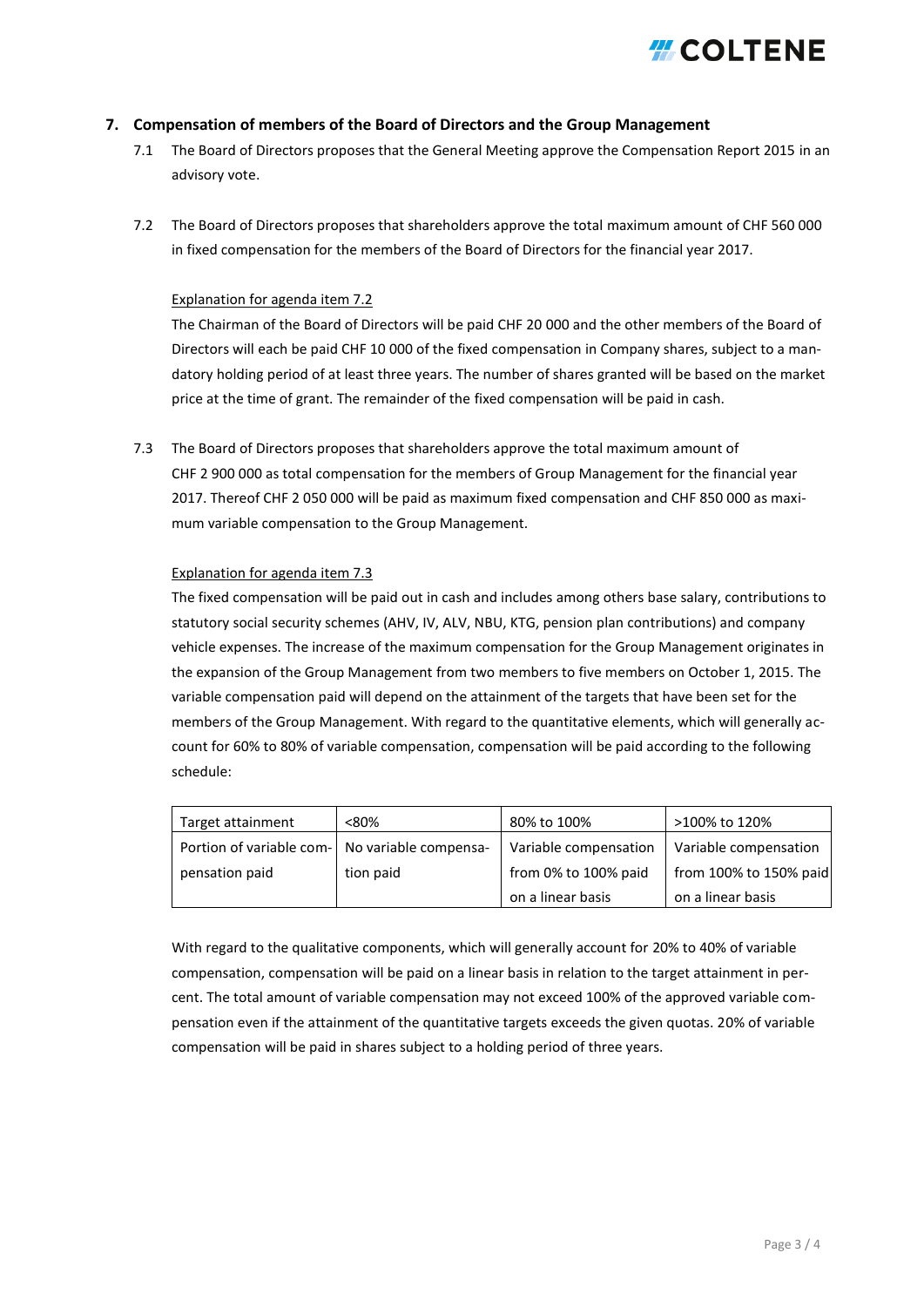## 7. Compensation of members of the Board of Directors and the Group Management

7.1 The Board of Directors proposes that the General Meeting approve the Compensation Report 2015 in an advisory vote.

7.2 The Board of Directors proposes that shareholders approve the total maximum amount of CHF 560 000 in fixed compensation for the members of the Board of Directors for the financial year 2017.

<u>Explanation for agenda item 7.2</u>

The Chairman of the Board of Directors will be paid CHF 20 000 and the other members of the Board of Directors will each be paid CHF 10 000 of the fixed compensation in Company shares, subject to a mandatory holding period of at least three years. The number of shares granted will be based on the market price at the time of grant. The remainder of the fixed compensation will be paid in cash.

7.3 The Board of Directors proposes that shareholders approve the total maximum amount of CHF 2 900 000 as total compensation for the members of Group Management for the financial year 2017. Thereof CHF 2 050 000 will be paid as maximum fixed compensation and CHF 850 000 as maximum variable compensation to the Group Management.

<u>Explanation for agenda item 7.3</u>

The fixed compensation will be paid out in cash and includes among others base salary, contributions to statutory social security schemes (AHV, IV, ALV, NBU, KTG, pension plan contributions) and company vehicle expenses. The increase of the maximum compensation for the Group Management originates in the expansion of the Group Management from two members to five members on October 1, 2015. The variable compensation paid will depend on the attainment of the targets that have been set for the members of the Group Management. With regard to the quantitative elements, which will generally account for 60% to 80% of variable compensation, compensation will be paid according to the following schedule:

| Target attainment | <80% | 80% to 100% | >100% to 120% |
|---|---|---|---|
| Portion of variable compensation paid | No variable compensation paid | Variable compensation from 0% to 100% paid on a linear basis | Variable compensation from 100% to 150% paid on a linear basis |

With regard to the qualitative components, which will generally account for 20% to 40% of variable compensation, compensation will be paid on a linear basis in relation to the target attainment in percent. The total amount of variable compensation may not exceed 100% of the approved variable compensation even if the attainment of the quantitative targets exceeds the given quotas. 20% of variable compensation will be paid in shares subject to a holding period of three years.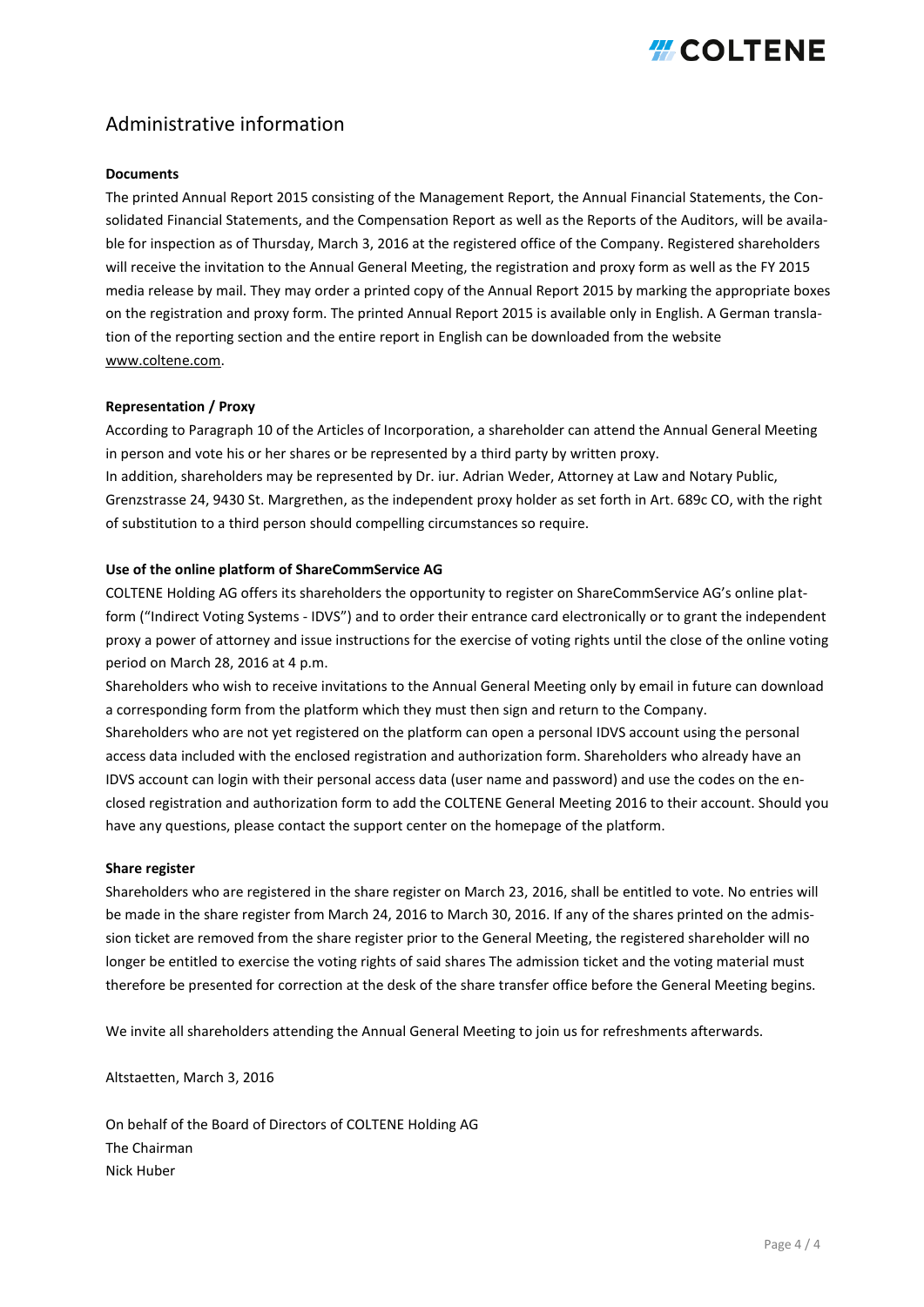## Administrative information

**Documents**

The printed Annual Report 2015 consisting of the Management Report, the Annual Financial Statements, the Consolidated Financial Statements, and the Compensation Report as well as the Reports of the Auditors, will be available for inspection as of Thursday, March 3, 2016 at the registered office of the Company. Registered shareholders will receive the invitation to the Annual General Meeting, the registration and proxy form as well as the FY 2015 media release by mail. They may order a printed copy of the Annual Report 2015 by marking the appropriate boxes on the registration and proxy form. The printed Annual Report 2015 is available only in English. A German translation of the reporting section and the entire report in English can be downloaded from the website www.coltene.com.

**Representation / Proxy**

According to Paragraph 10 of the Articles of Incorporation, a shareholder can attend the Annual General Meeting in person and vote his or her shares or be represented by a third party by written proxy.
In addition, shareholders may be represented by Dr. iur. Adrian Weder, Attorney at Law and Notary Public, Grenzstrasse 24, 9430 St. Margrethen, as the independent proxy holder as set forth in Art. 689c CO, with the right of substitution to a third person should compelling circumstances so require.

**Use of the online platform of ShareCommService AG**

COLTENE Holding AG offers its shareholders the opportunity to register on ShareCommService AG's online platform ("Indirect Voting Systems - IDVS") and to order their entrance card electronically or to grant the independent proxy a power of attorney and issue instructions for the exercise of voting rights until the close of the online voting period on March 28, 2016 at 4 p.m.
Shareholders who wish to receive invitations to the Annual General Meeting only by email in future can download a corresponding form from the platform which they must then sign and return to the Company.
Shareholders who are not yet registered on the platform can open a personal IDVS account using the personal access data included with the enclosed registration and authorization form. Shareholders who already have an IDVS account can login with their personal access data (user name and password) and use the codes on the enclosed registration and authorization form to add the COLTENE General Meeting 2016 to their account. Should you have any questions, please contact the support center on the homepage of the platform.

**Share register**

Shareholders who are registered in the share register on March 23, 2016, shall be entitled to vote. No entries will be made in the share register from March 24, 2016 to March 30, 2016. If any of the shares printed on the admission ticket are removed from the share register prior to the General Meeting, the registered shareholder will no longer be entitled to exercise the voting rights of said shares The admission ticket and the voting material must therefore be presented for correction at the desk of the share transfer office before the General Meeting begins.

We invite all shareholders attending the Annual General Meeting to join us for refreshments afterwards.

Altstaetten, March 3, 2016

On behalf of the Board of Directors of COLTENE Holding AG
The Chairman
Nick Huber